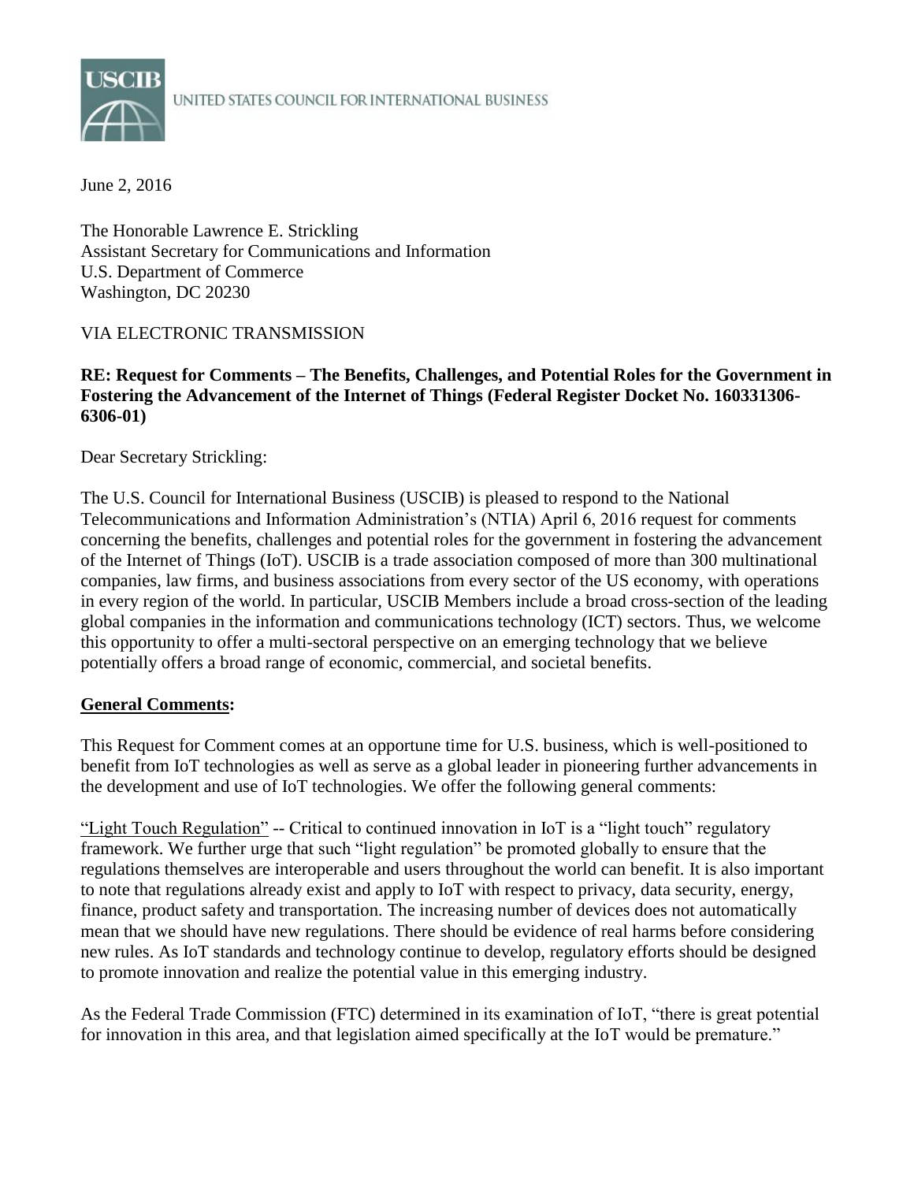**USCIB** UNITED STATES COUNCIL FOR INTERNATIONAL BUSINESS

June 2, 2016

The Honorable Lawrence E. Strickling
Assistant Secretary for Communications and Information
U.S. Department of Commerce
Washington, DC 20230

VIA ELECTRONIC TRANSMISSION

**RE: Request for Comments – The Benefits, Challenges, and Potential Roles for the Government in Fostering the Advancement of the Internet of Things (Federal Register Docket No. 160331306-6306-01)**

Dear Secretary Strickling:

The U.S. Council for International Business (USCIB) is pleased to respond to the National Telecommunications and Information Administration's (NTIA) April 6, 2016 request for comments concerning the benefits, challenges and potential roles for the government in fostering the advancement of the Internet of Things (IoT). USCIB is a trade association composed of more than 300 multinational companies, law firms, and business associations from every sector of the US economy, with operations in every region of the world. In particular, USCIB Members include a broad cross-section of the leading global companies in the information and communications technology (ICT) sectors. Thus, we welcome this opportunity to offer a multi-sectoral perspective on an emerging technology that we believe potentially offers a broad range of economic, commercial, and societal benefits.

## General Comments:

This Request for Comment comes at an opportune time for U.S. business, which is well-positioned to benefit from IoT technologies as well as serve as a global leader in pioneering further advancements in the development and use of IoT technologies. We offer the following general comments:

"Light Touch Regulation" -- Critical to continued innovation in IoT is a "light touch" regulatory framework. We further urge that such "light regulation" be promoted globally to ensure that the regulations themselves are interoperable and users throughout the world can benefit. It is also important to note that regulations already exist and apply to IoT with respect to privacy, data security, energy, finance, product safety and transportation. The increasing number of devices does not automatically mean that we should have new regulations. There should be evidence of real harms before considering new rules. As IoT standards and technology continue to develop, regulatory efforts should be designed to promote innovation and realize the potential value in this emerging industry.

As the Federal Trade Commission (FTC) determined in its examination of IoT, "there is great potential for innovation in this area, and that legislation aimed specifically at the IoT would be premature."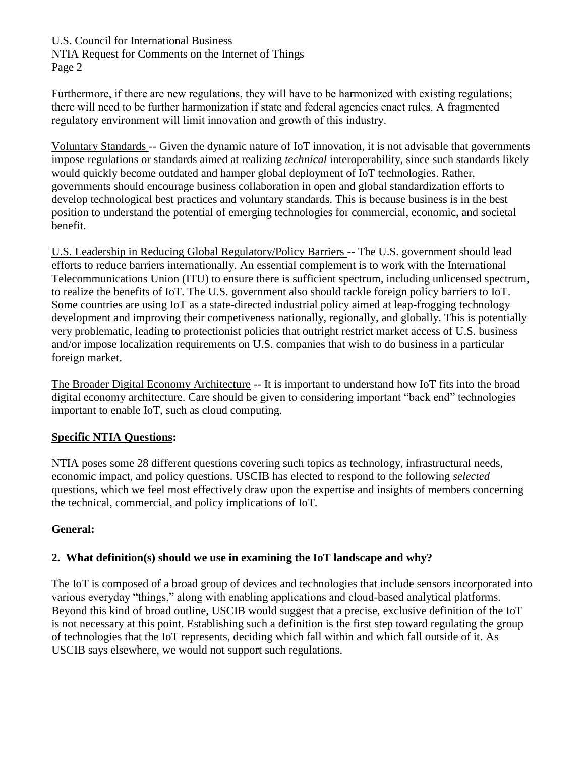Furthermore, if there are new regulations, they will have to be harmonized with existing regulations; there will need to be further harmonization if state and federal agencies enact rules. A fragmented regulatory environment will limit innovation and growth of this industry.

Voluntary Standards -- Given the dynamic nature of IoT innovation, it is not advisable that governments impose regulations or standards aimed at realizing *technical* interoperability, since such standards likely would quickly become outdated and hamper global deployment of IoT technologies. Rather, governments should encourage business collaboration in open and global standardization efforts to develop technological best practices and voluntary standards. This is because business is in the best position to understand the potential of emerging technologies for commercial, economic, and societal benefit.

U.S. Leadership in Reducing Global Regulatory/Policy Barriers -- The U.S. government should lead efforts to reduce barriers internationally. An essential complement is to work with the International Telecommunications Union (ITU) to ensure there is sufficient spectrum, including unlicensed spectrum, to realize the benefits of IoT. The U.S. government also should tackle foreign policy barriers to IoT. Some countries are using IoT as a state-directed industrial policy aimed at leap-frogging technology development and improving their competiveness nationally, regionally, and globally. This is potentially very problematic, leading to protectionist policies that outright restrict market access of U.S. business and/or impose localization requirements on U.S. companies that wish to do business in a particular foreign market.

The Broader Digital Economy Architecture -- It is important to understand how IoT fits into the broad digital economy architecture. Care should be given to considering important "back end" technologies important to enable IoT, such as cloud computing.

**Specific NTIA Questions:**

NTIA poses some 28 different questions covering such topics as technology, infrastructural needs, economic impact, and policy questions. USCIB has elected to respond to the following *selected* questions, which we feel most effectively draw upon the expertise and insights of members concerning the technical, commercial, and policy implications of IoT.

**General:**

**2. What definition(s) should we use in examining the IoT landscape and why?**

The IoT is composed of a broad group of devices and technologies that include sensors incorporated into various everyday "things," along with enabling applications and cloud-based analytical platforms. Beyond this kind of broad outline, USCIB would suggest that a precise, exclusive definition of the IoT is not necessary at this point. Establishing such a definition is the first step toward regulating the group of technologies that the IoT represents, deciding which fall within and which fall outside of it. As USCIB says elsewhere, we would not support such regulations.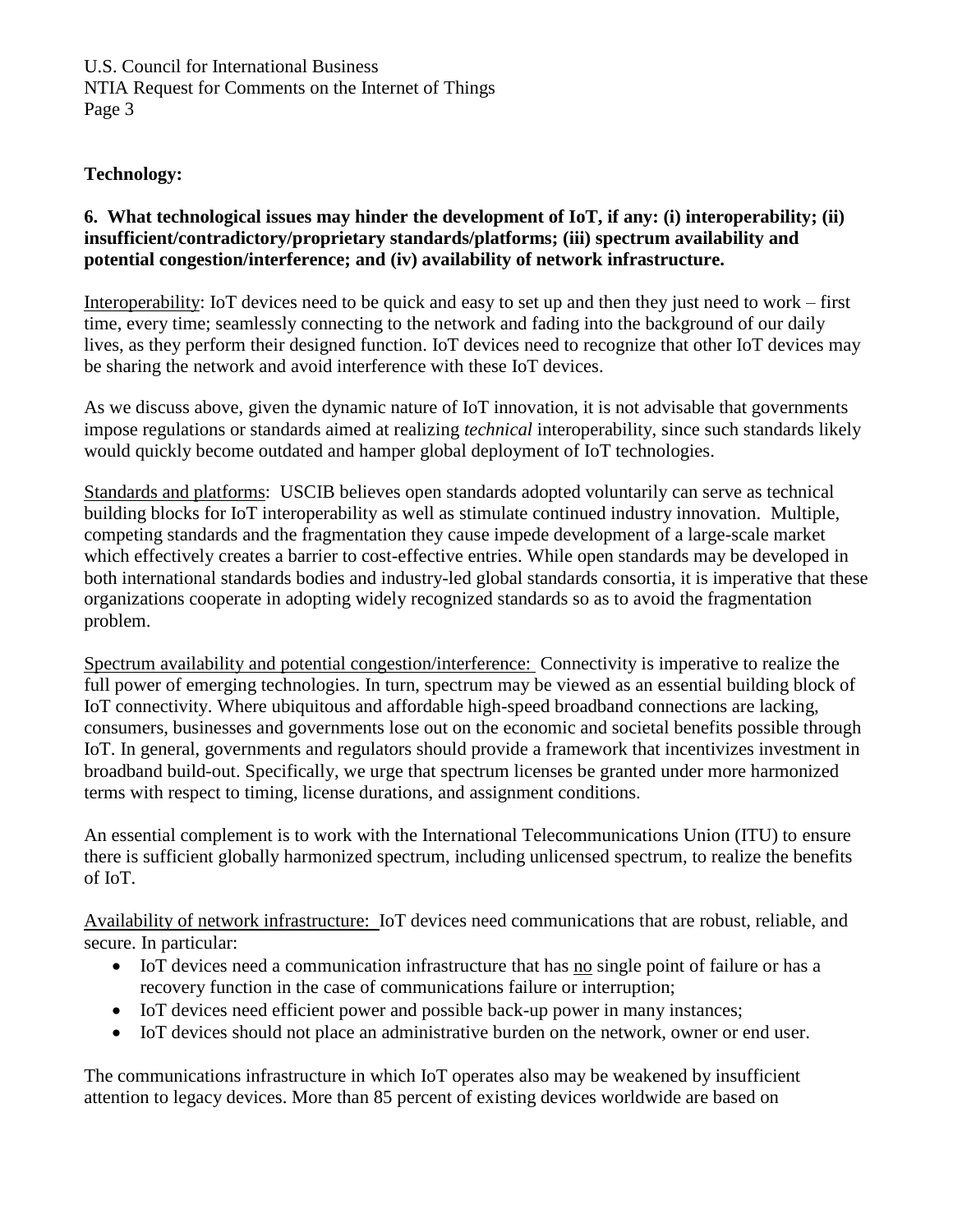**Technology:**

**6. What technological issues may hinder the development of IoT, if any: (i) interoperability; (ii) insufficient/contradictory/proprietary standards/platforms; (iii) spectrum availability and potential congestion/interference; and (iv) availability of network infrastructure.**

<u>Interoperability</u>: IoT devices need to be quick and easy to set up and then they just need to work – first time, every time; seamlessly connecting to the network and fading into the background of our daily lives, as they perform their designed function. IoT devices need to recognize that other IoT devices may be sharing the network and avoid interference with these IoT devices.

As we discuss above, given the dynamic nature of IoT innovation, it is not advisable that governments impose regulations or standards aimed at realizing *technical* interoperability, since such standards likely would quickly become outdated and hamper global deployment of IoT technologies.

<u>Standards and platforms</u>: USCIB believes open standards adopted voluntarily can serve as technical building blocks for IoT interoperability as well as stimulate continued industry innovation. Multiple, competing standards and the fragmentation they cause impede development of a large-scale market which effectively creates a barrier to cost-effective entries. While open standards may be developed in both international standards bodies and industry-led global standards consortia, it is imperative that these organizations cooperate in adopting widely recognized standards so as to avoid the fragmentation problem.

<u>Spectrum availability and potential congestion/interference:</u> Connectivity is imperative to realize the full power of emerging technologies. In turn, spectrum may be viewed as an essential building block of IoT connectivity. Where ubiquitous and affordable high-speed broadband connections are lacking, consumers, businesses and governments lose out on the economic and societal benefits possible through IoT. In general, governments and regulators should provide a framework that incentivizes investment in broadband build-out. Specifically, we urge that spectrum licenses be granted under more harmonized terms with respect to timing, license durations, and assignment conditions.

An essential complement is to work with the International Telecommunications Union (ITU) to ensure there is sufficient globally harmonized spectrum, including unlicensed spectrum, to realize the benefits of IoT.

<u>Availability of network infrastructure:</u> IoT devices need communications that are robust, reliable, and secure. In particular:

- IoT devices need a communication infrastructure that has <u>no</u> single point of failure or has a recovery function in the case of communications failure or interruption;
- IoT devices need efficient power and possible back-up power in many instances;
- IoT devices should not place an administrative burden on the network, owner or end user.

The communications infrastructure in which IoT operates also may be weakened by insufficient attention to legacy devices. More than 85 percent of existing devices worldwide are based on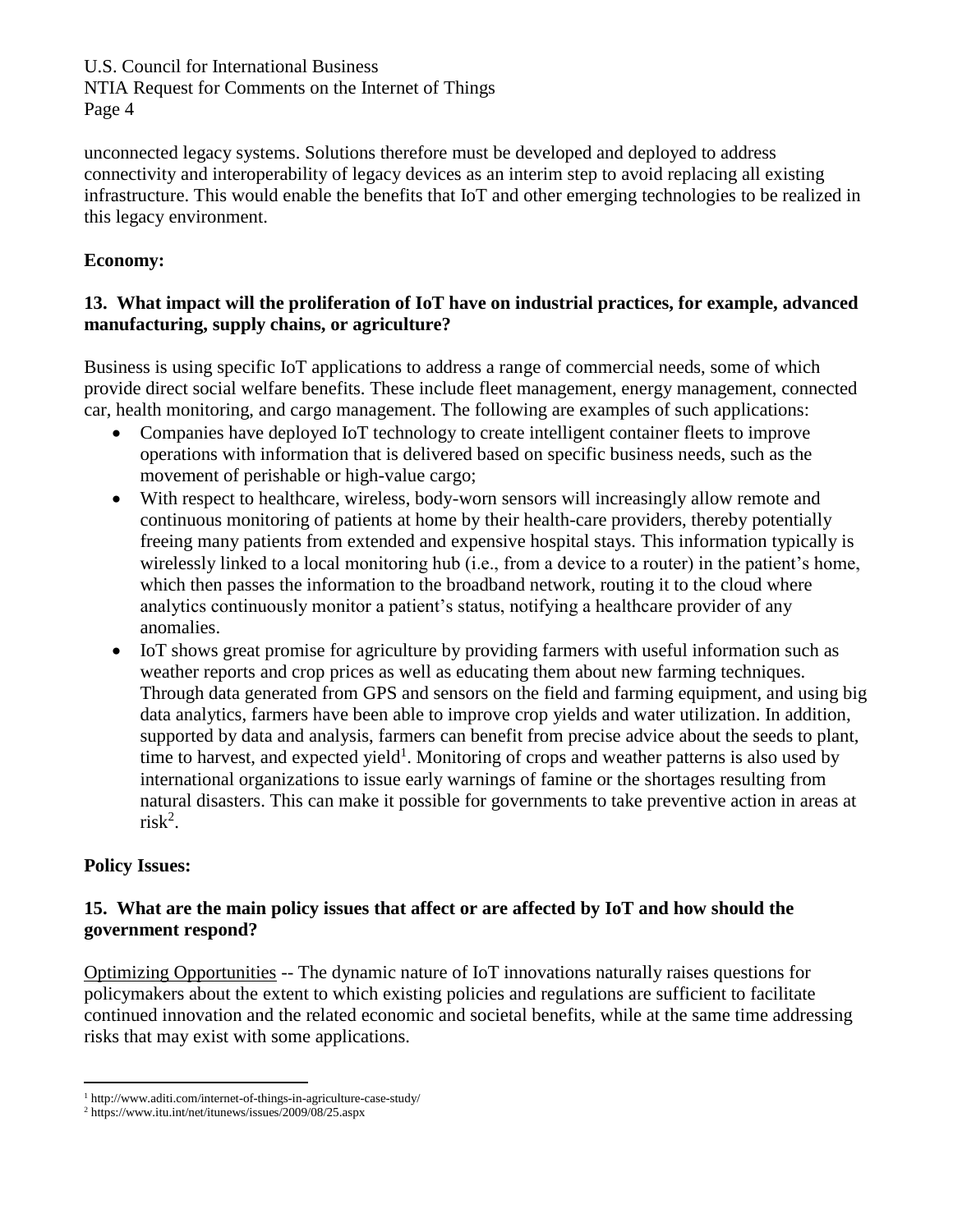unconnected legacy systems. Solutions therefore must be developed and deployed to address connectivity and interoperability of legacy devices as an interim step to avoid replacing all existing infrastructure. This would enable the benefits that IoT and other emerging technologies to be realized in this legacy environment.

**Economy:**

**13. What impact will the proliferation of IoT have on industrial practices, for example, advanced manufacturing, supply chains, or agriculture?**

Business is using specific IoT applications to address a range of commercial needs, some of which provide direct social welfare benefits. These include fleet management, energy management, connected car, health monitoring, and cargo management. The following are examples of such applications:

- Companies have deployed IoT technology to create intelligent container fleets to improve operations with information that is delivered based on specific business needs, such as the movement of perishable or high-value cargo;
- With respect to healthcare, wireless, body-worn sensors will increasingly allow remote and continuous monitoring of patients at home by their health-care providers, thereby potentially freeing many patients from extended and expensive hospital stays. This information typically is wirelessly linked to a local monitoring hub (i.e., from a device to a router) in the patient's home, which then passes the information to the broadband network, routing it to the cloud where analytics continuously monitor a patient's status, notifying a healthcare provider of any anomalies.
- IoT shows great promise for agriculture by providing farmers with useful information such as weather reports and crop prices as well as educating them about new farming techniques. Through data generated from GPS and sensors on the field and farming equipment, and using big data analytics, farmers have been able to improve crop yields and water utilization. In addition, supported by data and analysis, farmers can benefit from precise advice about the seeds to plant, time to harvest, and expected yield[1]. Monitoring of crops and weather patterns is also used by international organizations to issue early warnings of famine or the shortages resulting from natural disasters. This can make it possible for governments to take preventive action in areas at risk[2].

**Policy Issues:**

**15. What are the main policy issues that affect or are affected by IoT and how should the government respond?**

Optimizing Opportunities -- The dynamic nature of IoT innovations naturally raises questions for policymakers about the extent to which existing policies and regulations are sufficient to facilitate continued innovation and the related economic and societal benefits, while at the same time addressing risks that may exist with some applications.

---

[1] http://www.aditi.com/internet-of-things-in-agriculture-case-study/

[2] https://www.itu.int/net/itunews/issues/2009/08/25.aspx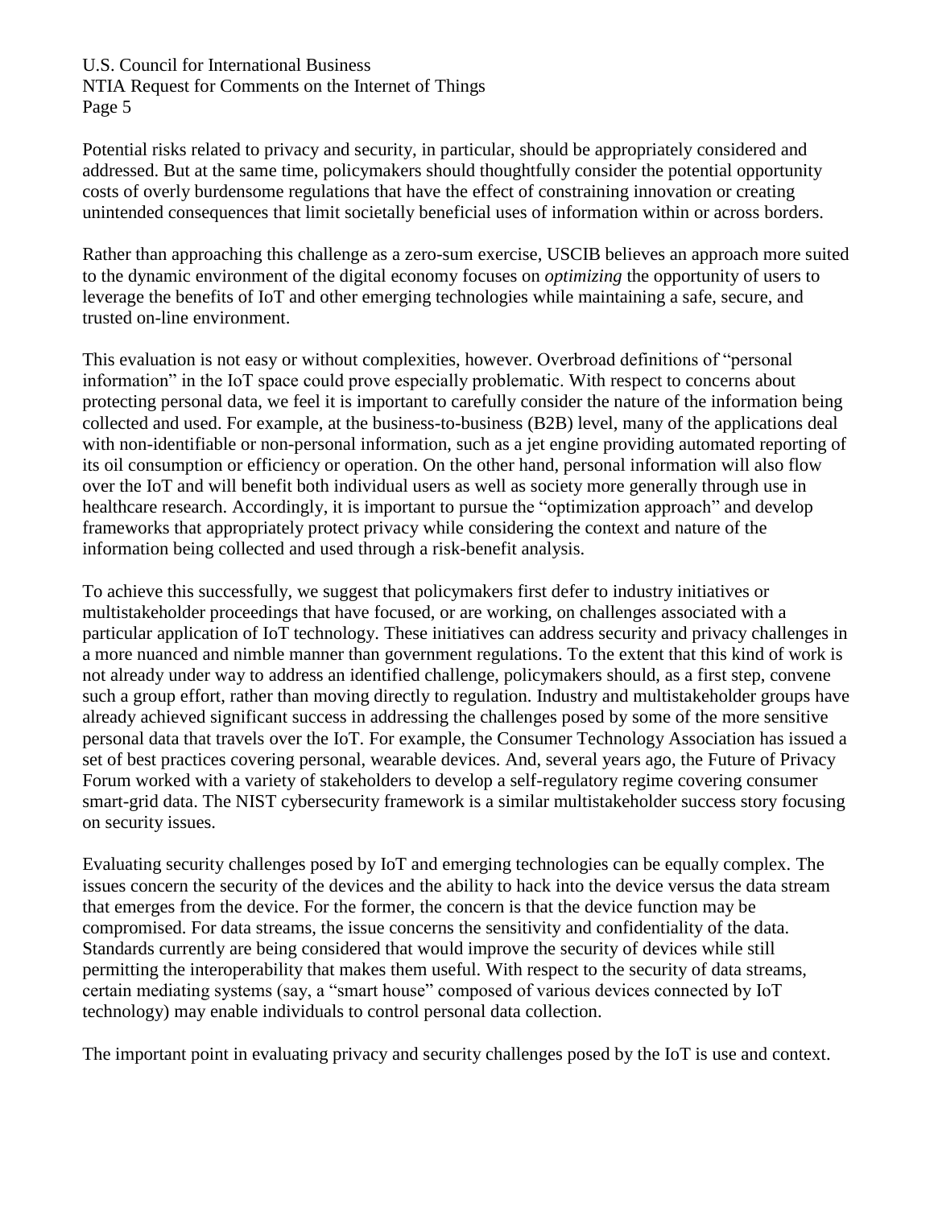Potential risks related to privacy and security, in particular, should be appropriately considered and addressed. But at the same time, policymakers should thoughtfully consider the potential opportunity costs of overly burdensome regulations that have the effect of constraining innovation or creating unintended consequences that limit societally beneficial uses of information within or across borders.

Rather than approaching this challenge as a zero-sum exercise, USCIB believes an approach more suited to the dynamic environment of the digital economy focuses on *optimizing* the opportunity of users to leverage the benefits of IoT and other emerging technologies while maintaining a safe, secure, and trusted on-line environment.

This evaluation is not easy or without complexities, however. Overbroad definitions of "personal information" in the IoT space could prove especially problematic. With respect to concerns about protecting personal data, we feel it is important to carefully consider the nature of the information being collected and used. For example, at the business-to-business (B2B) level, many of the applications deal with non-identifiable or non-personal information, such as a jet engine providing automated reporting of its oil consumption or efficiency or operation. On the other hand, personal information will also flow over the IoT and will benefit both individual users as well as society more generally through use in healthcare research. Accordingly, it is important to pursue the "optimization approach" and develop frameworks that appropriately protect privacy while considering the context and nature of the information being collected and used through a risk-benefit analysis.

To achieve this successfully, we suggest that policymakers first defer to industry initiatives or multistakeholder proceedings that have focused, or are working, on challenges associated with a particular application of IoT technology. These initiatives can address security and privacy challenges in a more nuanced and nimble manner than government regulations. To the extent that this kind of work is not already under way to address an identified challenge, policymakers should, as a first step, convene such a group effort, rather than moving directly to regulation. Industry and multistakeholder groups have already achieved significant success in addressing the challenges posed by some of the more sensitive personal data that travels over the IoT. For example, the Consumer Technology Association has issued a set of best practices covering personal, wearable devices. And, several years ago, the Future of Privacy Forum worked with a variety of stakeholders to develop a self-regulatory regime covering consumer smart-grid data. The NIST cybersecurity framework is a similar multistakeholder success story focusing on security issues.

Evaluating security challenges posed by IoT and emerging technologies can be equally complex. The issues concern the security of the devices and the ability to hack into the device versus the data stream that emerges from the device. For the former, the concern is that the device function may be compromised. For data streams, the issue concerns the sensitivity and confidentiality of the data. Standards currently are being considered that would improve the security of devices while still permitting the interoperability that makes them useful. With respect to the security of data streams, certain mediating systems (say, a "smart house" composed of various devices connected by IoT technology) may enable individuals to control personal data collection.

The important point in evaluating privacy and security challenges posed by the IoT is use and context.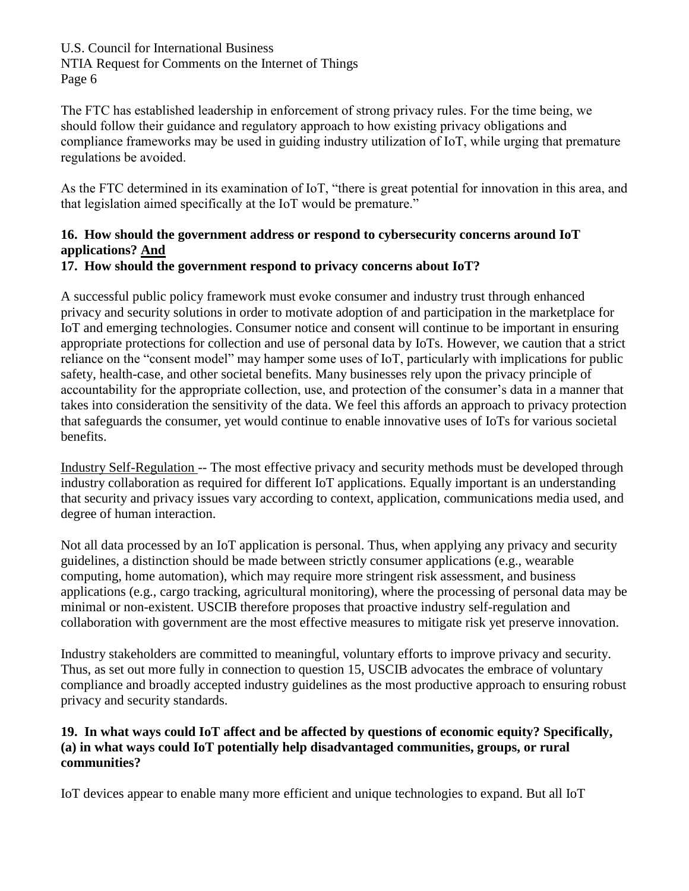The FTC has established leadership in enforcement of strong privacy rules. For the time being, we should follow their guidance and regulatory approach to how existing privacy obligations and compliance frameworks may be used in guiding industry utilization of IoT, while urging that premature regulations be avoided.

As the FTC determined in its examination of IoT, "there is great potential for innovation in this area, and that legislation aimed specifically at the IoT would be premature."

**16. How should the government address or respond to cybersecurity concerns around IoT applications? And**
**17. How should the government respond to privacy concerns about IoT?**

A successful public policy framework must evoke consumer and industry trust through enhanced privacy and security solutions in order to motivate adoption of and participation in the marketplace for IoT and emerging technologies. Consumer notice and consent will continue to be important in ensuring appropriate protections for collection and use of personal data by IoTs. However, we caution that a strict reliance on the "consent model" may hamper some uses of IoT, particularly with implications for public safety, health-case, and other societal benefits. Many businesses rely upon the privacy principle of accountability for the appropriate collection, use, and protection of the consumer's data in a manner that takes into consideration the sensitivity of the data. We feel this affords an approach to privacy protection that safeguards the consumer, yet would continue to enable innovative uses of IoTs for various societal benefits.

Industry Self-Regulation -- The most effective privacy and security methods must be developed through industry collaboration as required for different IoT applications. Equally important is an understanding that security and privacy issues vary according to context, application, communications media used, and degree of human interaction.

Not all data processed by an IoT application is personal. Thus, when applying any privacy and security guidelines, a distinction should be made between strictly consumer applications (e.g., wearable computing, home automation), which may require more stringent risk assessment, and business applications (e.g., cargo tracking, agricultural monitoring), where the processing of personal data may be minimal or non-existent. USCIB therefore proposes that proactive industry self-regulation and collaboration with government are the most effective measures to mitigate risk yet preserve innovation.

Industry stakeholders are committed to meaningful, voluntary efforts to improve privacy and security. Thus, as set out more fully in connection to question 15, USCIB advocates the embrace of voluntary compliance and broadly accepted industry guidelines as the most productive approach to ensuring robust privacy and security standards.

**19. In what ways could IoT affect and be affected by questions of economic equity? Specifically, (a) in what ways could IoT potentially help disadvantaged communities, groups, or rural communities?**

IoT devices appear to enable many more efficient and unique technologies to expand. But all IoT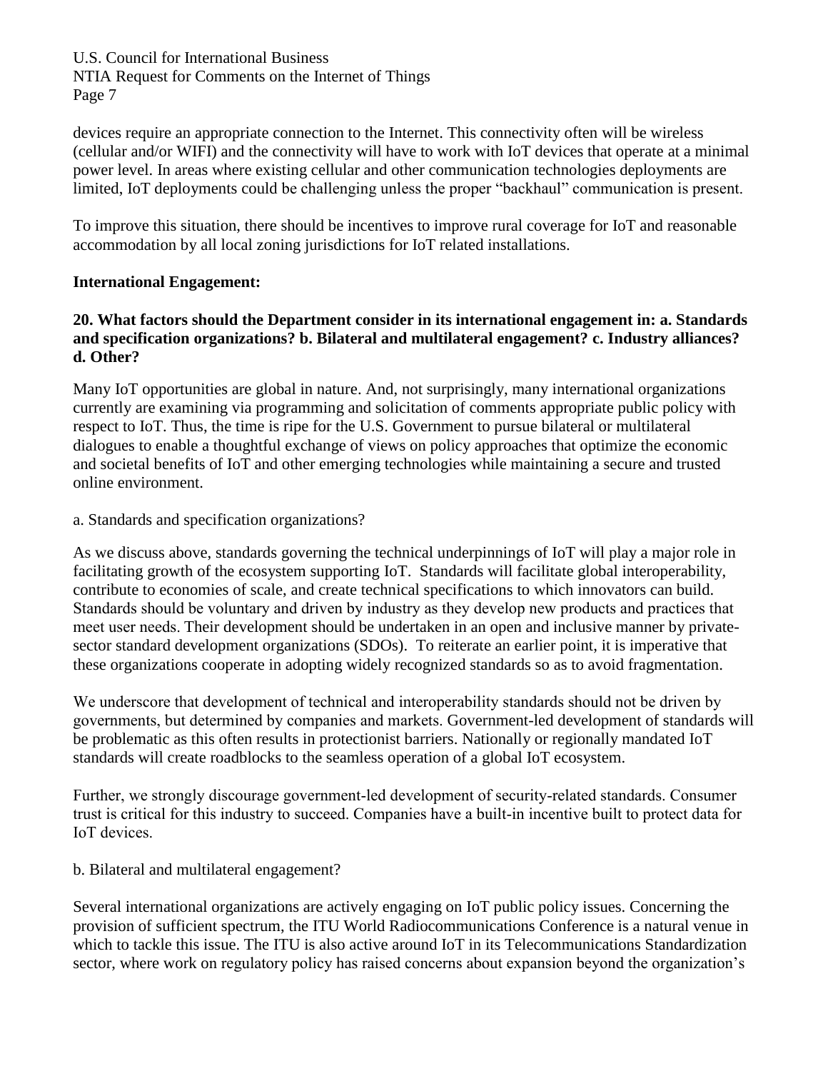devices require an appropriate connection to the Internet. This connectivity often will be wireless (cellular and/or WIFI) and the connectivity will have to work with IoT devices that operate at a minimal power level. In areas where existing cellular and other communication technologies deployments are limited, IoT deployments could be challenging unless the proper "backhaul" communication is present.

To improve this situation, there should be incentives to improve rural coverage for IoT and reasonable accommodation by all local zoning jurisdictions for IoT related installations.

**International Engagement:**

**20. What factors should the Department consider in its international engagement in: a. Standards and specification organizations? b. Bilateral and multilateral engagement? c. Industry alliances? d. Other?**

Many IoT opportunities are global in nature. And, not surprisingly, many international organizations currently are examining via programming and solicitation of comments appropriate public policy with respect to IoT. Thus, the time is ripe for the U.S. Government to pursue bilateral or multilateral dialogues to enable a thoughtful exchange of views on policy approaches that optimize the economic and societal benefits of IoT and other emerging technologies while maintaining a secure and trusted online environment.

a. Standards and specification organizations?

As we discuss above, standards governing the technical underpinnings of IoT will play a major role in facilitating growth of the ecosystem supporting IoT. Standards will facilitate global interoperability, contribute to economies of scale, and create technical specifications to which innovators can build. Standards should be voluntary and driven by industry as they develop new products and practices that meet user needs. Their development should be undertaken in an open and inclusive manner by private-sector standard development organizations (SDOs). To reiterate an earlier point, it is imperative that these organizations cooperate in adopting widely recognized standards so as to avoid fragmentation.

We underscore that development of technical and interoperability standards should not be driven by governments, but determined by companies and markets. Government-led development of standards will be problematic as this often results in protectionist barriers. Nationally or regionally mandated IoT standards will create roadblocks to the seamless operation of a global IoT ecosystem.

Further, we strongly discourage government-led development of security-related standards. Consumer trust is critical for this industry to succeed. Companies have a built-in incentive built to protect data for IoT devices.

b. Bilateral and multilateral engagement?

Several international organizations are actively engaging on IoT public policy issues. Concerning the provision of sufficient spectrum, the ITU World Radiocommunications Conference is a natural venue in which to tackle this issue. The ITU is also active around IoT in its Telecommunications Standardization sector, where work on regulatory policy has raised concerns about expansion beyond the organization's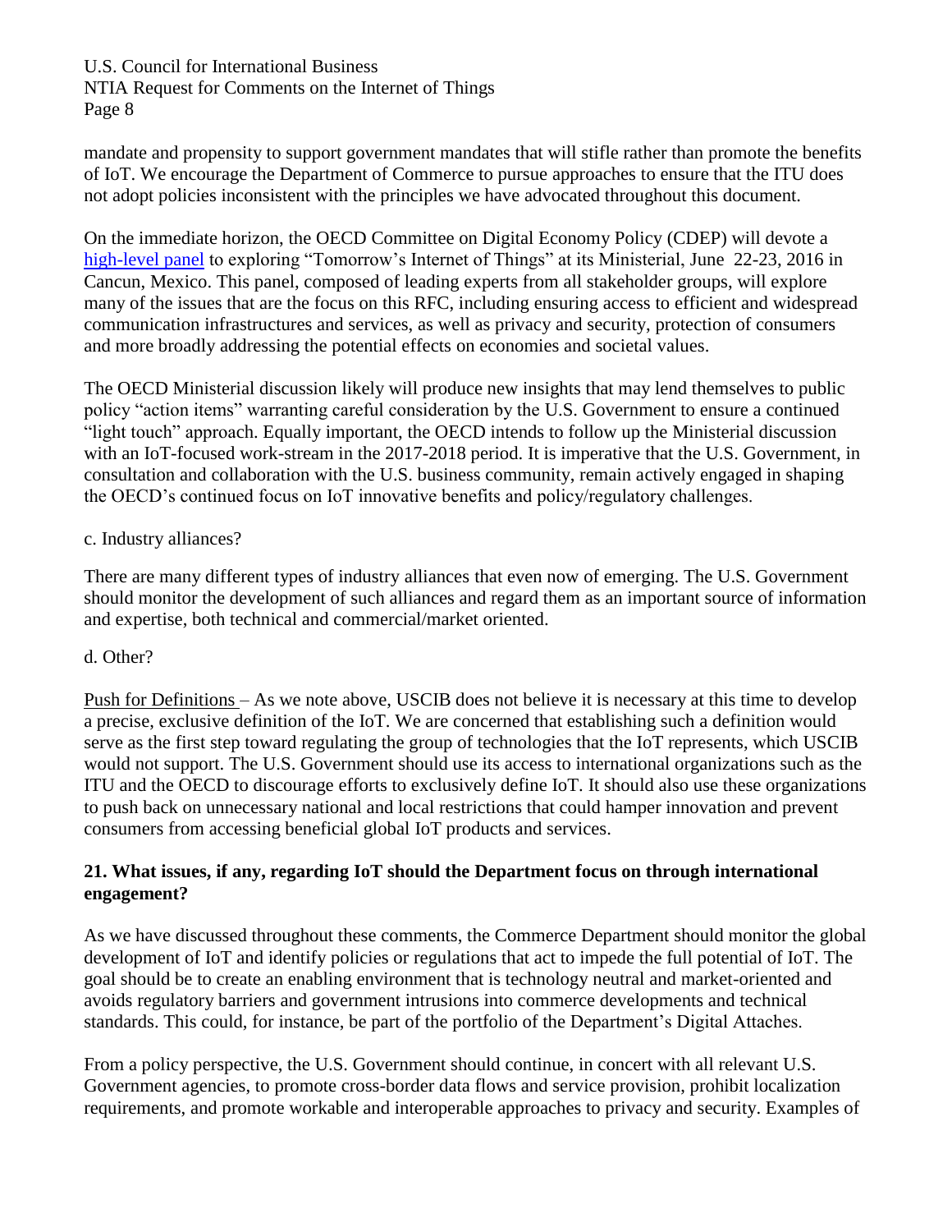mandate and propensity to support government mandates that will stifle rather than promote the benefits of IoT. We encourage the Department of Commerce to pursue approaches to ensure that the ITU does not adopt policies inconsistent with the principles we have advocated throughout this document.

On the immediate horizon, the OECD Committee on Digital Economy Policy (CDEP) will devote a high-level panel to exploring "Tomorrow's Internet of Things" at its Ministerial, June 22-23, 2016 in Cancun, Mexico. This panel, composed of leading experts from all stakeholder groups, will explore many of the issues that are the focus on this RFC, including ensuring access to efficient and widespread communication infrastructures and services, as well as privacy and security, protection of consumers and more broadly addressing the potential effects on economies and societal values.

The OECD Ministerial discussion likely will produce new insights that may lend themselves to public policy "action items" warranting careful consideration by the U.S. Government to ensure a continued "light touch" approach. Equally important, the OECD intends to follow up the Ministerial discussion with an IoT-focused work-stream in the 2017-2018 period. It is imperative that the U.S. Government, in consultation and collaboration with the U.S. business community, remain actively engaged in shaping the OECD's continued focus on IoT innovative benefits and policy/regulatory challenges.

c. Industry alliances?

There are many different types of industry alliances that even now of emerging. The U.S. Government should monitor the development of such alliances and regard them as an important source of information and expertise, both technical and commercial/market oriented.

d. Other?

Push for Definitions – As we note above, USCIB does not believe it is necessary at this time to develop a precise, exclusive definition of the IoT. We are concerned that establishing such a definition would serve as the first step toward regulating the group of technologies that the IoT represents, which USCIB would not support. The U.S. Government should use its access to international organizations such as the ITU and the OECD to discourage efforts to exclusively define IoT. It should also use these organizations to push back on unnecessary national and local restrictions that could hamper innovation and prevent consumers from accessing beneficial global IoT products and services.

**21. What issues, if any, regarding IoT should the Department focus on through international engagement?**

As we have discussed throughout these comments, the Commerce Department should monitor the global development of IoT and identify policies or regulations that act to impede the full potential of IoT. The goal should be to create an enabling environment that is technology neutral and market-oriented and avoids regulatory barriers and government intrusions into commerce developments and technical standards. This could, for instance, be part of the portfolio of the Department's Digital Attaches.

From a policy perspective, the U.S. Government should continue, in concert with all relevant U.S. Government agencies, to promote cross-border data flows and service provision, prohibit localization requirements, and promote workable and interoperable approaches to privacy and security. Examples of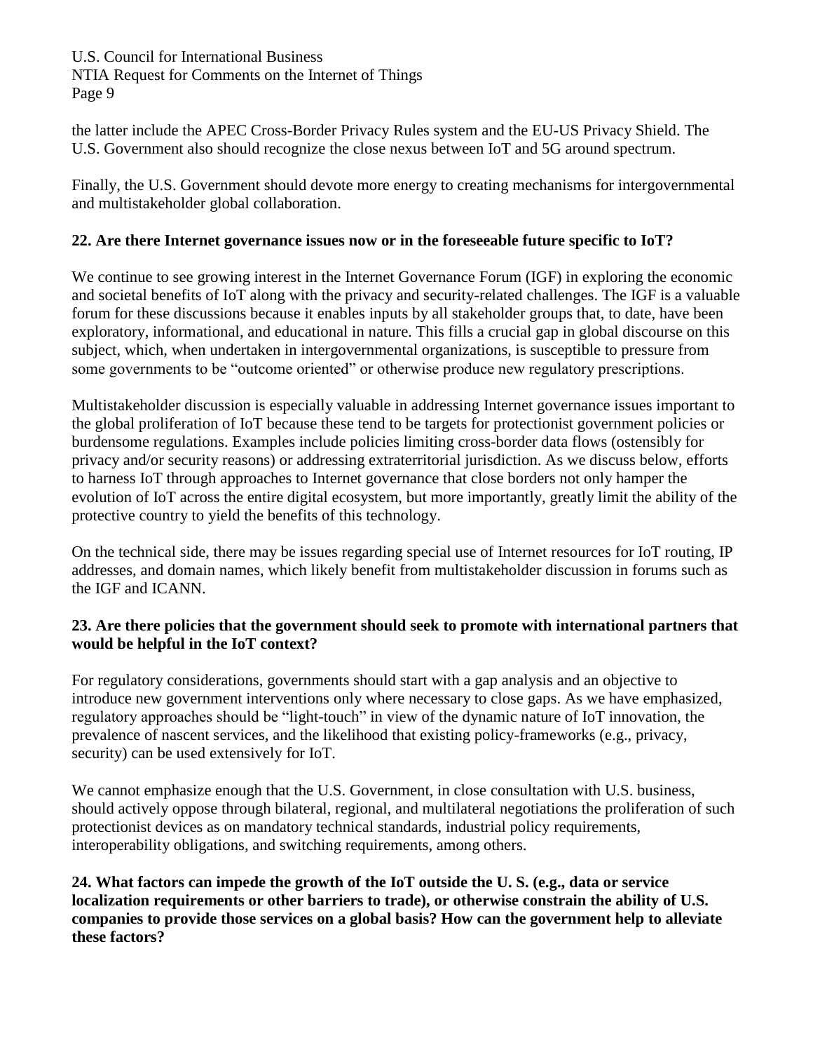the latter include the APEC Cross-Border Privacy Rules system and the EU-US Privacy Shield. The U.S. Government also should recognize the close nexus between IoT and 5G around spectrum.

Finally, the U.S. Government should devote more energy to creating mechanisms for intergovernmental and multistakeholder global collaboration.

**22. Are there Internet governance issues now or in the foreseeable future specific to IoT?**

We continue to see growing interest in the Internet Governance Forum (IGF) in exploring the economic and societal benefits of IoT along with the privacy and security-related challenges. The IGF is a valuable forum for these discussions because it enables inputs by all stakeholder groups that, to date, have been exploratory, informational, and educational in nature. This fills a crucial gap in global discourse on this subject, which, when undertaken in intergovernmental organizations, is susceptible to pressure from some governments to be "outcome oriented" or otherwise produce new regulatory prescriptions.

Multistakeholder discussion is especially valuable in addressing Internet governance issues important to the global proliferation of IoT because these tend to be targets for protectionist government policies or burdensome regulations. Examples include policies limiting cross-border data flows (ostensibly for privacy and/or security reasons) or addressing extraterritorial jurisdiction. As we discuss below, efforts to harness IoT through approaches to Internet governance that close borders not only hamper the evolution of IoT across the entire digital ecosystem, but more importantly, greatly limit the ability of the protective country to yield the benefits of this technology.

On the technical side, there may be issues regarding special use of Internet resources for IoT routing, IP addresses, and domain names, which likely benefit from multistakeholder discussion in forums such as the IGF and ICANN.

**23. Are there policies that the government should seek to promote with international partners that would be helpful in the IoT context?**

For regulatory considerations, governments should start with a gap analysis and an objective to introduce new government interventions only where necessary to close gaps. As we have emphasized, regulatory approaches should be "light-touch" in view of the dynamic nature of IoT innovation, the prevalence of nascent services, and the likelihood that existing policy-frameworks (e.g., privacy, security) can be used extensively for IoT.

We cannot emphasize enough that the U.S. Government, in close consultation with U.S. business, should actively oppose through bilateral, regional, and multilateral negotiations the proliferation of such protectionist devices as on mandatory technical standards, industrial policy requirements, interoperability obligations, and switching requirements, among others.

**24. What factors can impede the growth of the IoT outside the U. S. (e.g., data or service localization requirements or other barriers to trade), or otherwise constrain the ability of U.S. companies to provide those services on a global basis? How can the government help to alleviate these factors?**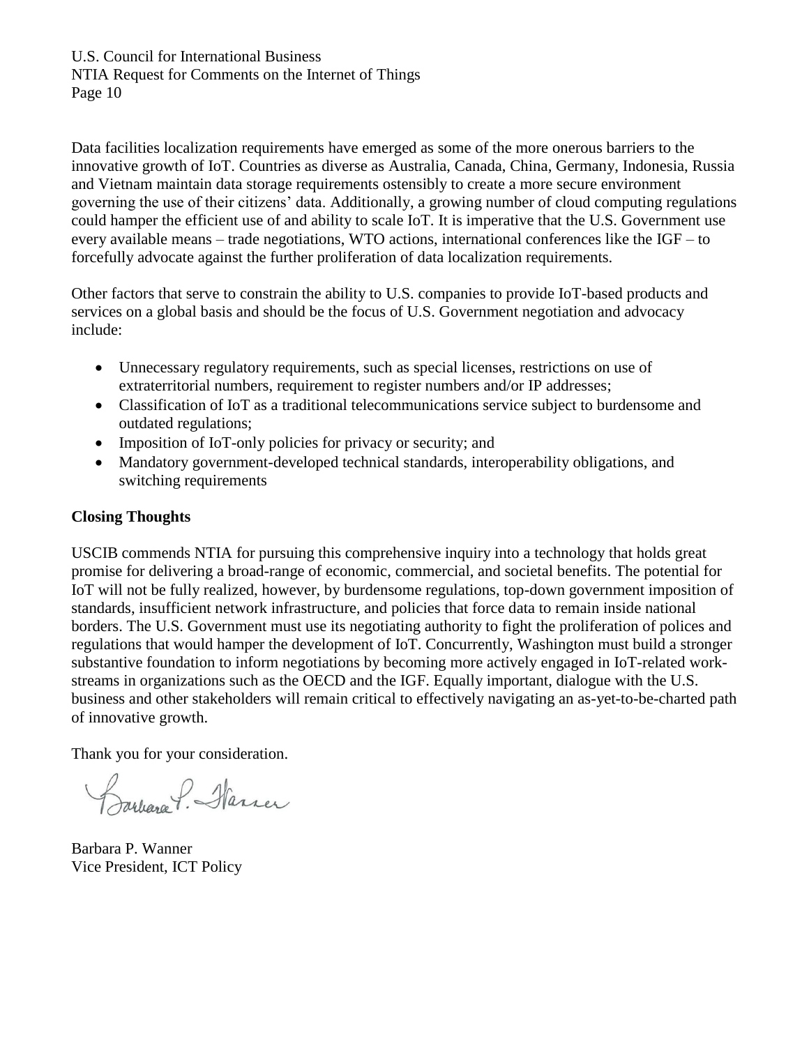Data facilities localization requirements have emerged as some of the more onerous barriers to the innovative growth of IoT. Countries as diverse as Australia, Canada, China, Germany, Indonesia, Russia and Vietnam maintain data storage requirements ostensibly to create a more secure environment governing the use of their citizens' data. Additionally, a growing number of cloud computing regulations could hamper the efficient use of and ability to scale IoT. It is imperative that the U.S. Government use every available means – trade negotiations, WTO actions, international conferences like the IGF – to forcefully advocate against the further proliferation of data localization requirements.

Other factors that serve to constrain the ability to U.S. companies to provide IoT-based products and services on a global basis and should be the focus of U.S. Government negotiation and advocacy include:

- Unnecessary regulatory requirements, such as special licenses, restrictions on use of extraterritorial numbers, requirement to register numbers and/or IP addresses;
- Classification of IoT as a traditional telecommunications service subject to burdensome and outdated regulations;
- Imposition of IoT-only policies for privacy or security; and
- Mandatory government-developed technical standards, interoperability obligations, and switching requirements

**Closing Thoughts**

USCIB commends NTIA for pursuing this comprehensive inquiry into a technology that holds great promise for delivering a broad-range of economic, commercial, and societal benefits. The potential for IoT will not be fully realized, however, by burdensome regulations, top-down government imposition of standards, insufficient network infrastructure, and policies that force data to remain inside national borders. The U.S. Government must use its negotiating authority to fight the proliferation of polices and regulations that would hamper the development of IoT. Concurrently, Washington must build a stronger substantive foundation to inform negotiations by becoming more actively engaged in IoT-related work-streams in organizations such as the OECD and the IGF. Equally important, dialogue with the U.S. business and other stakeholders will remain critical to effectively navigating an as-yet-to-be-charted path of innovative growth.

Thank you for your consideration.

Barbara P. Wanner
Vice President, ICT Policy